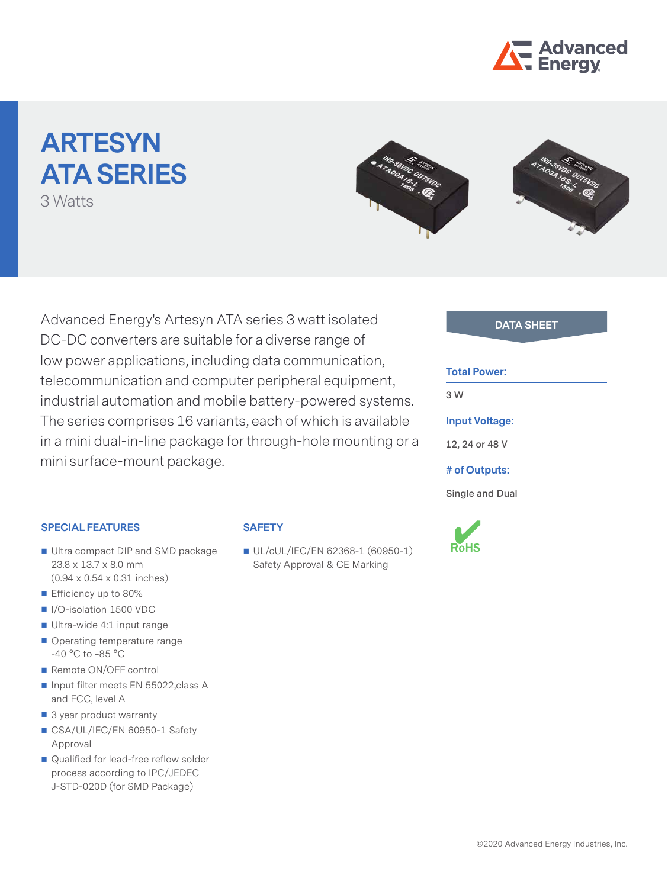# ARTESYN ATA SERIES

3 Watts

Advanced Energy's Artesyn ATA series 3 watt isolated DC-DC converters are suitable for a diverse range of low power applications, including data communication, telecommunication and computer peripheral equipment, industrial automation and mobile battery-powered systems. The series comprises 16 variants, each of which is available in a mini dual-in-line package for through-hole mounting or a mini surface-mount package.

**DATA SHEET**

**Total Power:**

3 W

**Input Voltage:**

12, 24 or 48 V

**# of Outputs:**

Single and Dual

RoHS

## SPECIAL FEATURES

- Ultra compact DIP and SMD package 23.8 x 13.7 x 8.0 mm (0.94 x 0.54 x 0.31 inches)
- Efficiency up to 80%
- I/O-isolation 1500 VDC
- Ultra-wide 4:1 input range
- Operating temperature range -40 °C to +85 °C
- Remote ON/OFF control
- Input filter meets EN 55022,class A and FCC, level A
- 3 year product warranty
- CSA/UL/IEC/EN 60950-1 Safety Approval
- Qualified for lead-free reflow solder process according to IPC/JEDEC J-STD-020D (for SMD Package)

## SAFETY

- UL/cUL/IEC/EN 62368-1 (60950-1) Safety Approval & CE Marking

©2020 Advanced Energy Industries, Inc.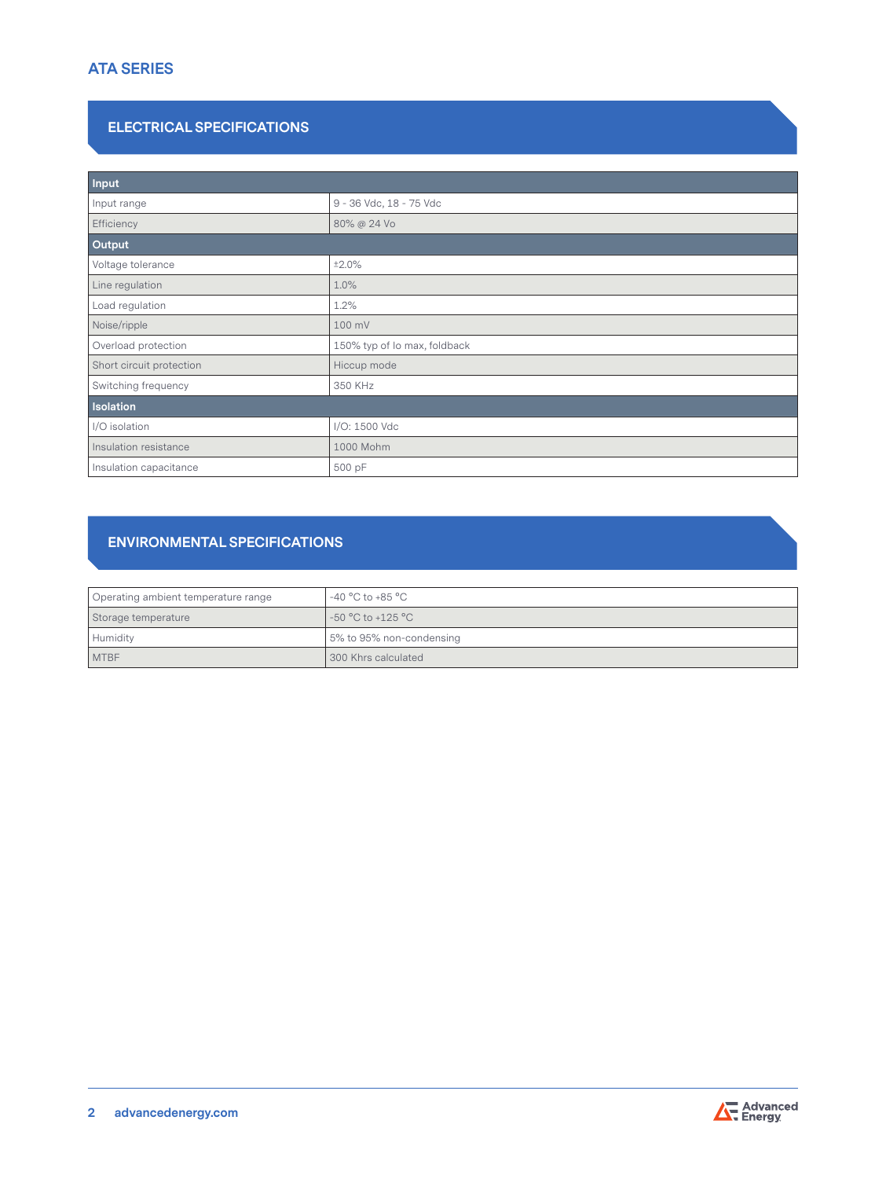## ATA SERIES

### ELECTRICAL SPECIFICATIONS

| **Input** | |
|---|---|
| Input range | 9 - 36 Vdc, 18 - 75 Vdc |
| Efficiency | 80% @ 24 Vo |
| **Output** | |
| Voltage tolerance | ±2.0% |
| Line regulation | 1.0% |
| Load regulation | 1.2% |
| Noise/ripple | 100 mV |
| Overload protection | 150% typ of Io max, foldback |
| Short circuit protection | Hiccup mode |
| Switching frequency | 350 KHz |
| **Isolation** | |
| I/O isolation | I/O: 1500 Vdc |
| Insulation resistance | 1000 Mohm |
| Insulation capacitance | 500 pF |

### ENVIRONMENTAL SPECIFICATIONS

| | |
|---|---|
| Operating ambient temperature range | -40 °C to +85 °C |
| Storage temperature | -50 °C to +125 °C |
| Humidity | 5% to 95% non-condensing |
| MTBF | 300 Khrs calculated |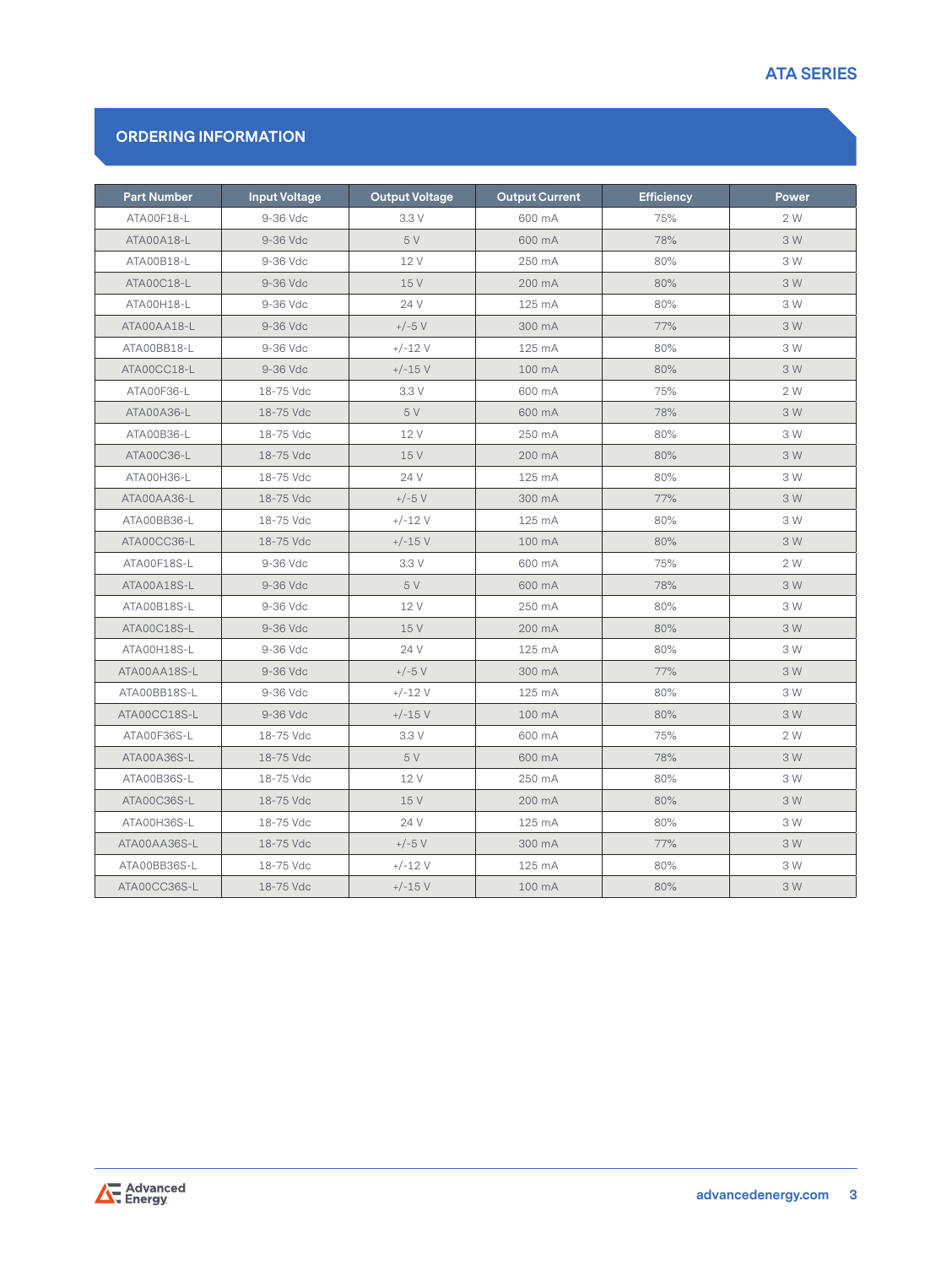## ORDERING INFORMATION

| Part Number | Input Voltage | Output Voltage | Output Current | Efficiency | Power |
|---|---|---|---|---|---|
| ATA00F18-L | 9-36 Vdc | 3.3 V | 600 mA | 75% | 2 W |
| ATA00A18-L | 9-36 Vdc | 5 V | 600 mA | 78% | 3 W |
| ATA00B18-L | 9-36 Vdc | 12 V | 250 mA | 80% | 3 W |
| ATA00C18-L | 9-36 Vdc | 15 V | 200 mA | 80% | 3 W |
| ATA00H18-L | 9-36 Vdc | 24 V | 125 mA | 80% | 3 W |
| ATA00AA18-L | 9-36 Vdc | +/-5 V | 300 mA | 77% | 3 W |
| ATA00BB18-L | 9-36 Vdc | +/-12 V | 125 mA | 80% | 3 W |
| ATA00CC18-L | 9-36 Vdc | +/-15 V | 100 mA | 80% | 3 W |
| ATA00F36-L | 18-75 Vdc | 3.3 V | 600 mA | 75% | 2 W |
| ATA00A36-L | 18-75 Vdc | 5 V | 600 mA | 78% | 3 W |
| ATA00B36-L | 18-75 Vdc | 12 V | 250 mA | 80% | 3 W |
| ATA00C36-L | 18-75 Vdc | 15 V | 200 mA | 80% | 3 W |
| ATA00H36-L | 18-75 Vdc | 24 V | 125 mA | 80% | 3 W |
| ATA00AA36-L | 18-75 Vdc | +/-5 V | 300 mA | 77% | 3 W |
| ATA00BB36-L | 18-75 Vdc | +/-12 V | 125 mA | 80% | 3 W |
| ATA00CC36-L | 18-75 Vdc | +/-15 V | 100 mA | 80% | 3 W |
| ATA00F18S-L | 9-36 Vdc | 3.3 V | 600 mA | 75% | 2 W |
| ATA00A18S-L | 9-36 Vdc | 5 V | 600 mA | 78% | 3 W |
| ATA00B18S-L | 9-36 Vdc | 12 V | 250 mA | 80% | 3 W |
| ATA00C18S-L | 9-36 Vdc | 15 V | 200 mA | 80% | 3 W |
| ATA00H18S-L | 9-36 Vdc | 24 V | 125 mA | 80% | 3 W |
| ATA00AA18S-L | 9-36 Vdc | +/-5 V | 300 mA | 77% | 3 W |
| ATA00BB18S-L | 9-36 Vdc | +/-12 V | 125 mA | 80% | 3 W |
| ATA00CC18S-L | 9-36 Vdc | +/-15 V | 100 mA | 80% | 3 W |
| ATA00F36S-L | 18-75 Vdc | 3.3 V | 600 mA | 75% | 2 W |
| ATA00A36S-L | 18-75 Vdc | 5 V | 600 mA | 78% | 3 W |
| ATA00B36S-L | 18-75 Vdc | 12 V | 250 mA | 80% | 3 W |
| ATA00C36S-L | 18-75 Vdc | 15 V | 200 mA | 80% | 3 W |
| ATA00H36S-L | 18-75 Vdc | 24 V | 125 mA | 80% | 3 W |
| ATA00AA36S-L | 18-75 Vdc | +/-5 V | 300 mA | 77% | 3 W |
| ATA00BB36S-L | 18-75 Vdc | +/-12 V | 125 mA | 80% | 3 W |
| ATA00CC36S-L | 18-75 Vdc | +/-15 V | 100 mA | 80% | 3 W |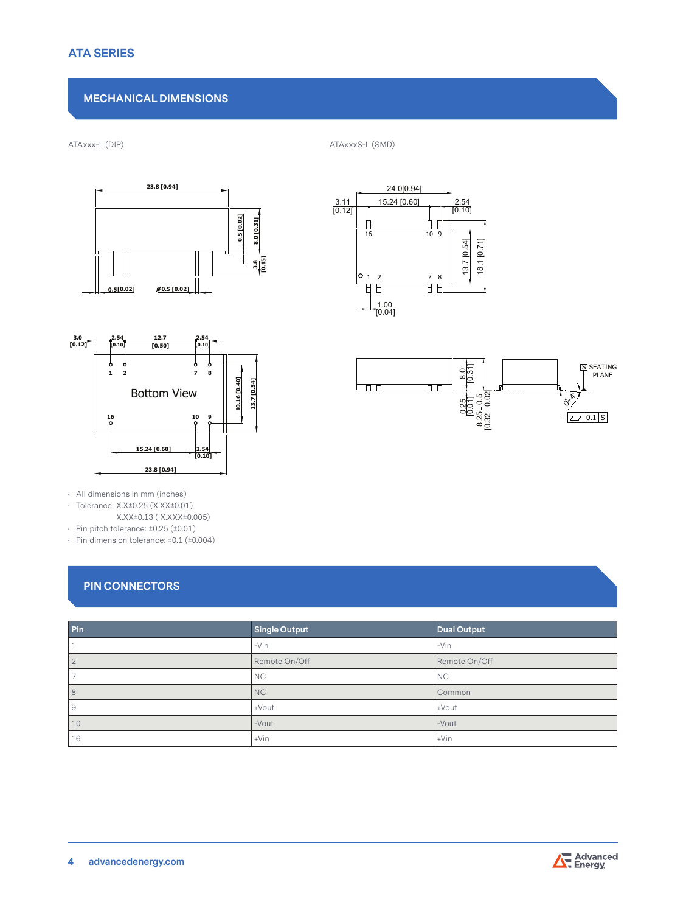## MECHANICAL DIMENSIONS

ATAxxx-L (DIP)

ATAxxxS-L (SMD)

- All dimensions in mm (inches)
- Tolerance: X.X±0.25 (X.XX±0.01)
  X.XX±0.13 ( X.XXX±0.005)
- Pin pitch tolerance: ±0.25 (±0.01)
- Pin dimension tolerance: ±0.1 (±0.004)

## PIN CONNECTORS

| Pin | Single Output | Dual Output |
|---|---|---|
| 1 | -Vin | -Vin |
| 2 | Remote On/Off | Remote On/Off |
| 7 | NC | NC |
| 8 | NC | Common |
| 9 | +Vout | +Vout |
| 10 | -Vout | -Vout |
| 16 | +Vin | +Vin |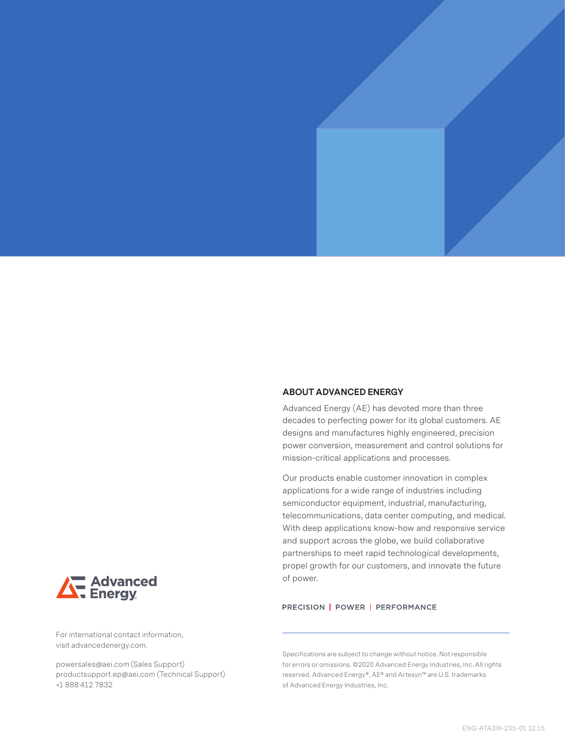## ABOUT ADVANCED ENERGY

Advanced Energy (AE) has devoted more than three decades to perfecting power for its global customers. AE designs and manufactures highly engineered, precision power conversion, measurement and control solutions for mission-critical applications and processes.

Our products enable customer innovation in complex applications for a wide range of industries including semiconductor equipment, industrial, manufacturing, telecommunications, data center computing, and medical. With deep applications know-how and responsive service and support across the globe, we build collaborative partnerships to meet rapid technological developments, propel growth for our customers, and innovate the future of power.

PRECISION | POWER | PERFORMANCE

Specifications are subject to change without notice. Not responsible for errors or omissions. ©2020 Advanced Energy Industries, Inc. All rights reserved. Advanced Energy®, AE® and Artesyn™ are U.S. trademarks of Advanced Energy Industries, Inc.

Advanced Energy

For international contact information, visit advancedenergy.com.

powersales@aei.com (Sales Support)
productsupport.ep@aei.com (Technical Support)
+1 888 412 7832

ENG-ATA3W-235-01 12.15